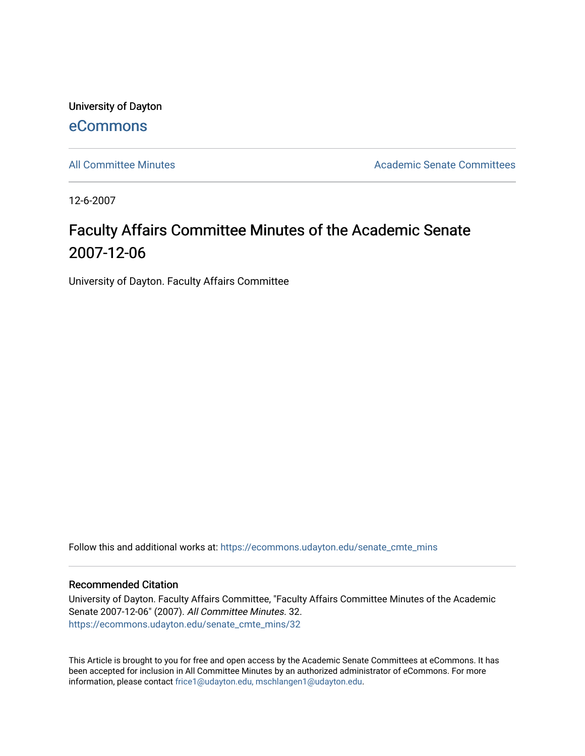University of Dayton

## eCommons

All Committee Minutes

Academic Senate Committees

12-6-2007

# Faculty Affairs Committee Minutes of the Academic Senate 2007-12-06

University of Dayton. Faculty Affairs Committee

Follow this and additional works at: https://ecommons.udayton.edu/senate_cmte_mins

### Recommended Citation

University of Dayton. Faculty Affairs Committee, "Faculty Affairs Committee Minutes of the Academic Senate 2007-12-06" (2007). *All Committee Minutes*. 32.
https://ecommons.udayton.edu/senate_cmte_mins/32

This Article is brought to you for free and open access by the Academic Senate Committees at eCommons. It has been accepted for inclusion in All Committee Minutes by an authorized administrator of eCommons. For more information, please contact frice1@udayton.edu, mschlangen1@udayton.edu.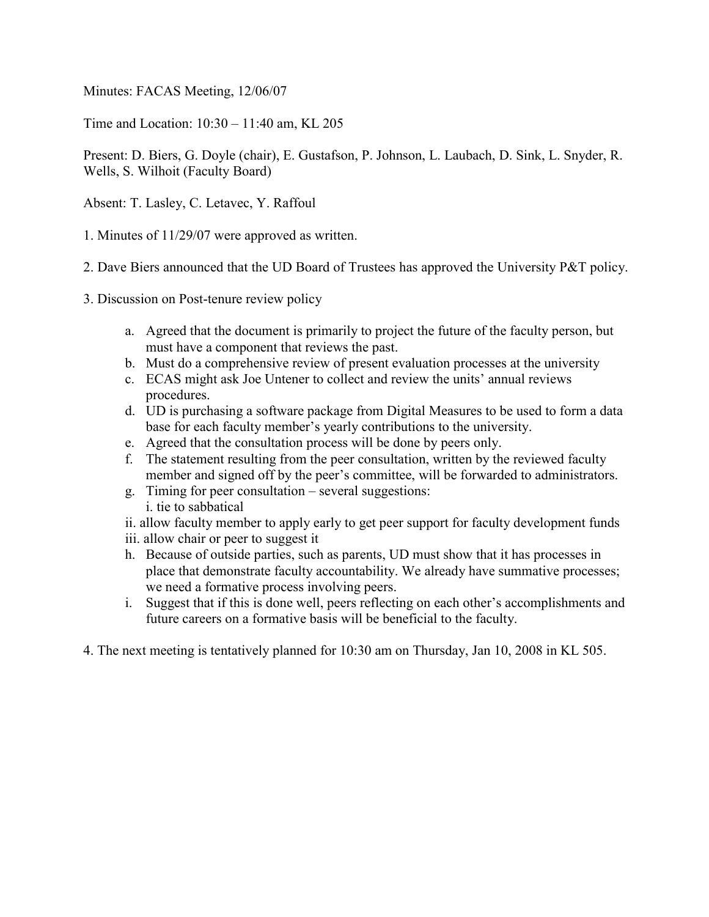Minutes: FACAS Meeting, 12/06/07

Time and Location: 10:30 – 11:40 am, KL 205

Present: D. Biers, G. Doyle (chair), E. Gustafson, P. Johnson, L. Laubach, D. Sink, L. Snyder, R. Wells, S. Wilhoit (Faculty Board)

Absent: T. Lasley, C. Letavec, Y. Raffoul

1. Minutes of 11/29/07 were approved as written.

2. Dave Biers announced that the UD Board of Trustees has approved the University P&T policy.

3. Discussion on Post-tenure review policy

   a. Agreed that the document is primarily to project the future of the faculty person, but must have a component that reviews the past.
   b. Must do a comprehensive review of present evaluation processes at the university
   c. ECAS might ask Joe Untener to collect and review the units' annual reviews procedures.
   d. UD is purchasing a software package from Digital Measures to be used to form a data base for each faculty member's yearly contributions to the university.
   e. Agreed that the consultation process will be done by peers only.
   f. The statement resulting from the peer consultation, written by the reviewed faculty member and signed off by the peer's committee, will be forwarded to administrators.
   g. Timing for peer consultation – several suggestions:
      i. tie to sabbatical
      ii. allow faculty member to apply early to get peer support for faculty development funds
      iii. allow chair or peer to suggest it
   h. Because of outside parties, such as parents, UD must show that it has processes in place that demonstrate faculty accountability. We already have summative processes; we need a formative process involving peers.
   i. Suggest that if this is done well, peers reflecting on each other's accomplishments and future careers on a formative basis will be beneficial to the faculty.

4. The next meeting is tentatively planned for 10:30 am on Thursday, Jan 10, 2008 in KL 505.